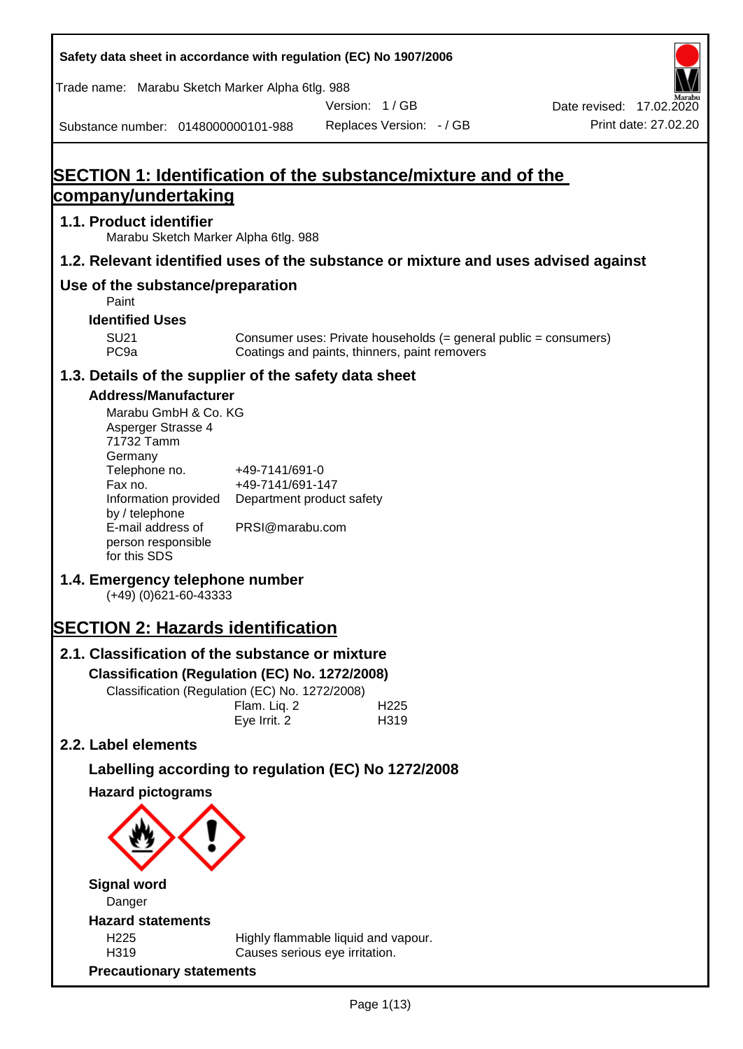Safety data sheet in accordance with regulation (EC) No 1907/2006

Trade name: Marabu Sketch Marker Alpha 6tlg. 988

Version: 1 / GB

Date revised: 17.02.2020

Substance number: 0148000000101-988

Replaces Version: - / GB

Print date: 27.02.20

# SECTION 1: Identification of the substance/mixture and of the company/undertaking

## 1.1. Product identifier

Marabu Sketch Marker Alpha 6tlg. 988

## 1.2. Relevant identified uses of the substance or mixture and uses advised against

## Use of the substance/preparation

Paint

### Identified Uses

| | |
|---|---|
| SU21 | Consumer uses: Private households (= general public = consumers) |
| PC9a | Coatings and paints, thinners, paint removers |

## 1.3. Details of the supplier of the safety data sheet

### Address/Manufacturer

Marabu GmbH & Co. KG
Asperger Strasse 4
71732 Tamm
Germany

| | |
|---|---|
| Telephone no. | +49-7141/691-0 |
| Fax no. | +49-7141/691-147 |
| Information provided by / telephone | Department product safety |
| E-mail address of person responsible for this SDS | PRSI@marabu.com |

## 1.4. Emergency telephone number

(+49) (0)621-60-43333

# SECTION 2: Hazards identification

## 2.1. Classification of the substance or mixture

### Classification (Regulation (EC) No. 1272/2008)

Classification (Regulation (EC) No. 1272/2008)

| | |
|---|---|
| Flam. Liq. 2 | H225 |
| Eye Irrit. 2 | H319 |

## 2.2. Label elements

### Labelling according to regulation (EC) No 1272/2008

### Hazard pictograms

### Signal word

Danger

### Hazard statements

| | |
|---|---|
| H225 | Highly flammable liquid and vapour. |
| H319 | Causes serious eye irritation. |

### Precautionary statements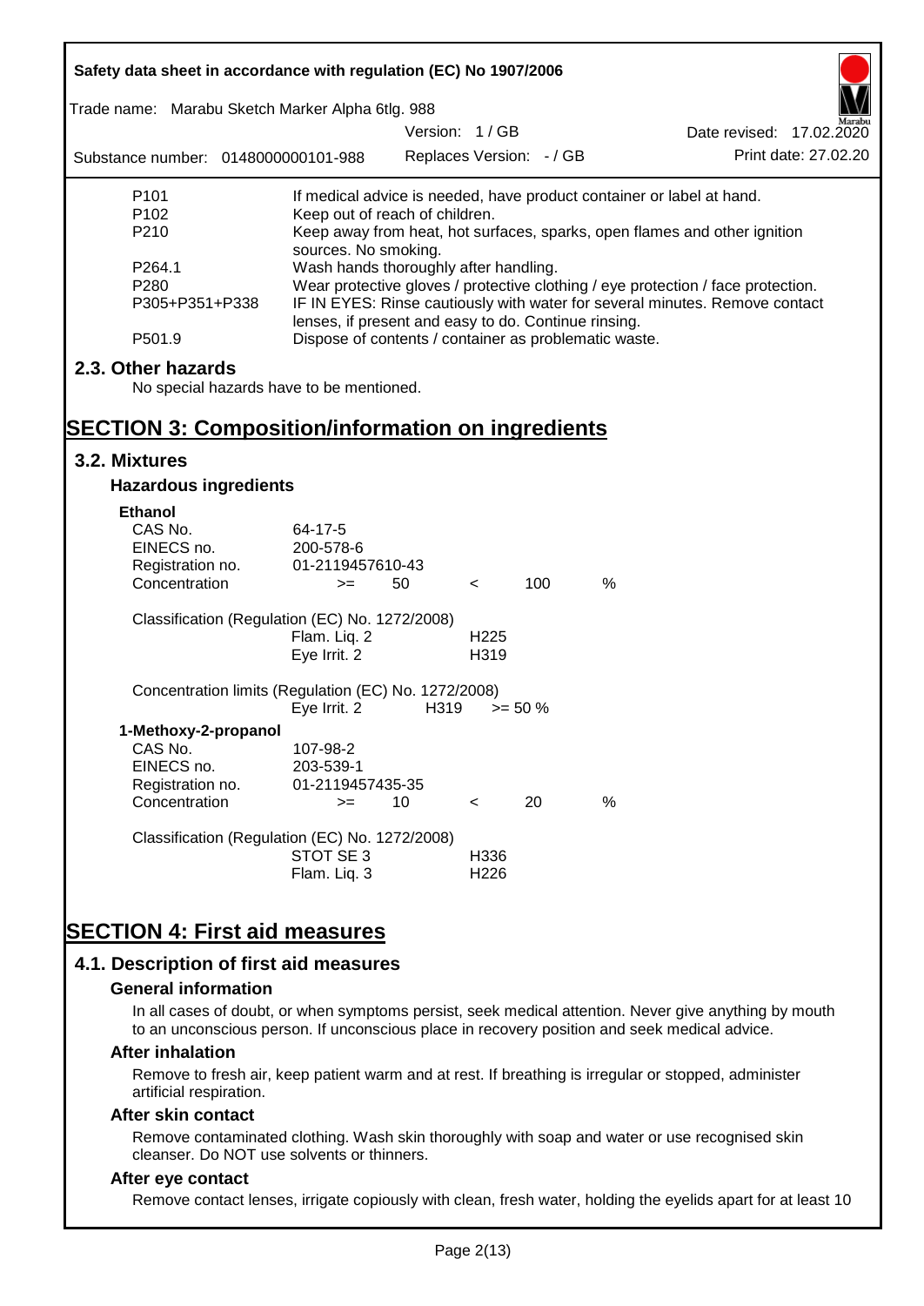| | |
|---|---|
| P101 | If medical advice is needed, have product container or label at hand. |
| P102 | Keep out of reach of children. |
| P210 | Keep away from heat, hot surfaces, sparks, open flames and other ignition sources. No smoking. |
| P264.1 | Wash hands thoroughly after handling. |
| P280 | Wear protective gloves / protective clothing / eye protection / face protection. |
| P305+P351+P338 | IF IN EYES: Rinse cautiously with water for several minutes. Remove contact lenses, if present and easy to do. Continue rinsing. |
| P501.9 | Dispose of contents / container as problematic waste. |

## 2.3. Other hazards

No special hazards have to be mentioned.

# SECTION 3: Composition/information on ingredients

## 3.2. Mixtures

### Hazardous ingredients

**Ethanol**

| | |
|---|---|
| CAS No. | 64-17-5 |
| EINECS no. | 200-578-6 |
| Registration no. | 01-2119457610-43 |
| Concentration | >= 50 < 100 % |

Classification (Regulation (EC) No. 1272/2008)

| | |
|---|---|
| Flam. Liq. 2 | H225 |
| Eye Irrit. 2 | H319 |

Concentration limits (Regulation (EC) No. 1272/2008)

| | | |
|---|---|---|
| Eye Irrit. 2 | H319 | >= 50 % |

**1-Methoxy-2-propanol**

| | |
|---|---|
| CAS No. | 107-98-2 |
| EINECS no. | 203-539-1 |
| Registration no. | 01-2119457435-35 |
| Concentration | >= 10 < 20 % |

Classification (Regulation (EC) No. 1272/2008)

| | |
|---|---|
| STOT SE 3 | H336 |
| Flam. Liq. 3 | H226 |

# SECTION 4: First aid measures

## 4.1. Description of first aid measures

### General information

In all cases of doubt, or when symptoms persist, seek medical attention. Never give anything by mouth to an unconscious person. If unconscious place in recovery position and seek medical advice.

### After inhalation

Remove to fresh air, keep patient warm and at rest. If breathing is irregular or stopped, administer artificial respiration.

### After skin contact

Remove contaminated clothing. Wash skin thoroughly with soap and water or use recognised skin cleanser. Do NOT use solvents or thinners.

### After eye contact

Remove contact lenses, irrigate copiously with clean, fresh water, holding the eyelids apart for at least 10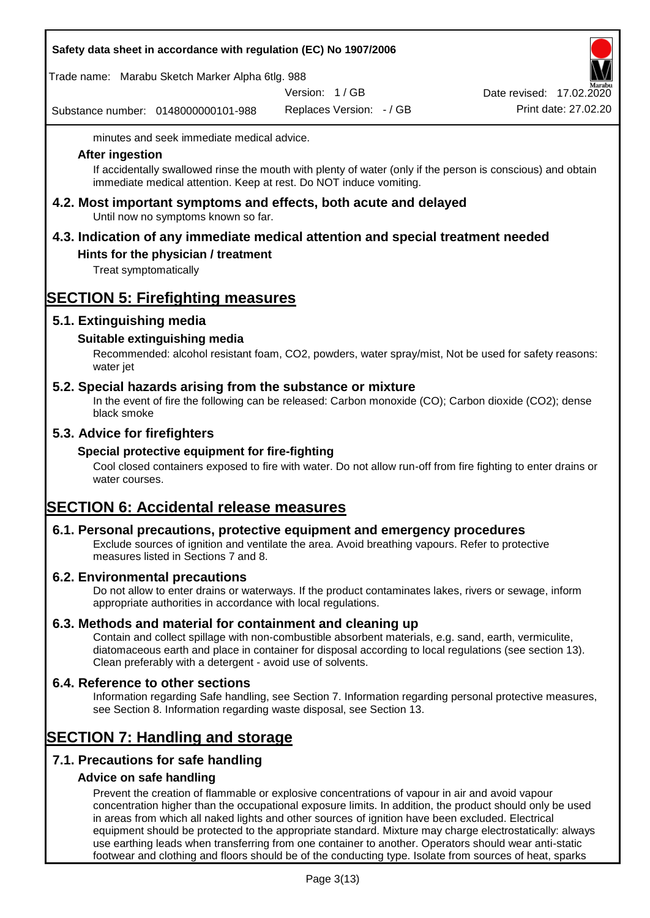minutes and seek immediate medical advice.

### After ingestion

If accidentally swallowed rinse the mouth with plenty of water (only if the person is conscious) and obtain immediate medical attention. Keep at rest. Do NOT induce vomiting.

## 4.2. Most important symptoms and effects, both acute and delayed

Until now no symptoms known so far.

## 4.3. Indication of any immediate medical attention and special treatment needed

### Hints for the physician / treatment

Treat symptomatically

# SECTION 5: Firefighting measures

## 5.1. Extinguishing media

### Suitable extinguishing media

Recommended: alcohol resistant foam, $CO_2$, powders, water spray/mist, Not be used for safety reasons: water jet

## 5.2. Special hazards arising from the substance or mixture

In the event of fire the following can be released: Carbon monoxide (CO); Carbon dioxide ($CO_2$); dense black smoke

## 5.3. Advice for firefighters

### Special protective equipment for fire-fighting

Cool closed containers exposed to fire with water. Do not allow run-off from fire fighting to enter drains or water courses.

# SECTION 6: Accidental release measures

## 6.1. Personal precautions, protective equipment and emergency procedures

Exclude sources of ignition and ventilate the area. Avoid breathing vapours. Refer to protective measures listed in Sections 7 and 8.

## 6.2. Environmental precautions

Do not allow to enter drains or waterways. If the product contaminates lakes, rivers or sewage, inform appropriate authorities in accordance with local regulations.

## 6.3. Methods and material for containment and cleaning up

Contain and collect spillage with non-combustible absorbent materials, e.g. sand, earth, vermiculite, diatomaceous earth and place in container for disposal according to local regulations (see section 13). Clean preferably with a detergent - avoid use of solvents.

## 6.4. Reference to other sections

Information regarding Safe handling, see Section 7. Information regarding personal protective measures, see Section 8. Information regarding waste disposal, see Section 13.

# SECTION 7: Handling and storage

## 7.1. Precautions for safe handling

### Advice on safe handling

Prevent the creation of flammable or explosive concentrations of vapour in air and avoid vapour concentration higher than the occupational exposure limits. In addition, the product should only be used in areas from which all naked lights and other sources of ignition have been excluded. Electrical equipment should be protected to the appropriate standard. Mixture may charge electrostatically: always use earthing leads when transferring from one container to another. Operators should wear anti-static footwear and clothing and floors should be of the conducting type. Isolate from sources of heat, sparks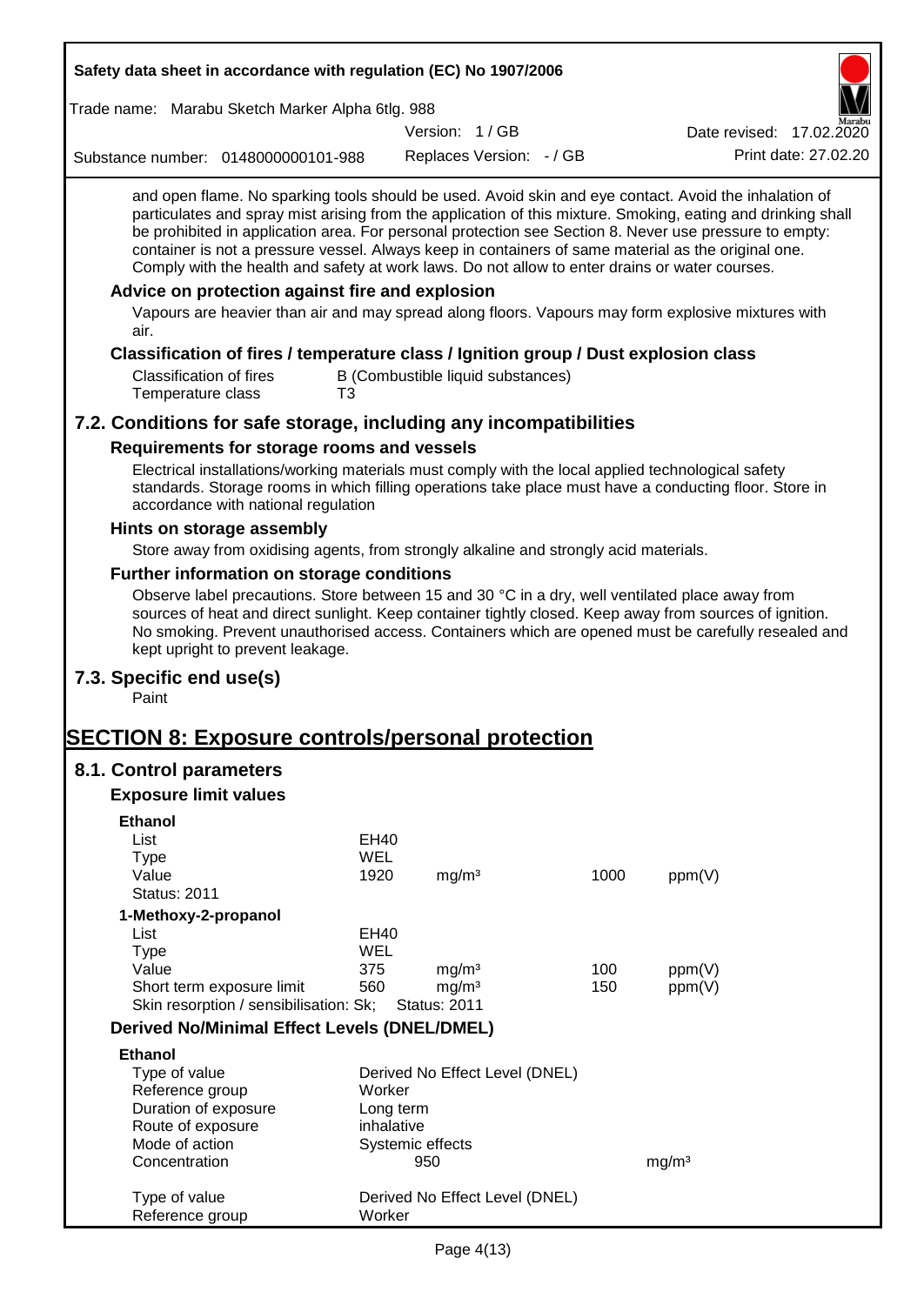and open flame. No sparking tools should be used. Avoid skin and eye contact. Avoid the inhalation of particulates and spray mist arising from the application of this mixture. Smoking, eating and drinking shall be prohibited in application area. For personal protection see Section 8. Never use pressure to empty: container is not a pressure vessel. Always keep in containers of same material as the original one. Comply with the health and safety at work laws. Do not allow to enter drains or water courses.

### Advice on protection against fire and explosion

Vapours are heavier than air and may spread along floors. Vapours may form explosive mixtures with air.

### Classification of fires / temperature class / Ignition group / Dust explosion class

| | |
|---|---|
| Classification of fires | B (Combustible liquid substances) |
| Temperature class | T3 |

## 7.2. Conditions for safe storage, including any incompatibilities

### Requirements for storage rooms and vessels

Electrical installations/working materials must comply with the local applied technological safety standards. Storage rooms in which filling operations take place must have a conducting floor. Store in accordance with national regulation

### Hints on storage assembly

Store away from oxidising agents, from strongly alkaline and strongly acid materials.

### Further information on storage conditions

Observe label precautions. Store between 15 and 30 °C in a dry, well ventilated place away from sources of heat and direct sunlight. Keep container tightly closed. Keep away from sources of ignition. No smoking. Prevent unauthorised access. Containers which are opened must be carefully resealed and kept upright to prevent leakage.

## 7.3. Specific end use(s)

Paint

# SECTION 8: Exposure controls/personal protection

## 8.1. Control parameters

### Exposure limit values

**Ethanol**

| | | | | |
|---|---|---|---|---|
| List | EH40 | | | |
| Type | WEL | | | |
| Value | 1920 | mg/m³ | 1000 | ppm(V) |
| Status: 2011 | | | | |

**1-Methoxy-2-propanol**

| | | | | |
|---|---|---|---|---|
| List | EH40 | | | |
| Type | WEL | | | |
| Value | 375 | mg/m³ | 100 | ppm(V) |
| Short term exposure limit | 560 | mg/m³ | 150 | ppm(V) |
| Skin resorption / sensibilisation: Sk; | Status: 2011 | | | |

### Derived No/Minimal Effect Levels (DNEL/DMEL)

**Ethanol**

| | | |
|---|---|---|
| Type of value | Derived No Effect Level (DNEL) | |
| Reference group | Worker | |
| Duration of exposure | Long term | |
| Route of exposure | inhalative | |
| Mode of action | Systemic effects | |
| Concentration | 950 | mg/m³ |

| | |
|---|---|
| Type of value | Derived No Effect Level (DNEL) |
| Reference group | Worker |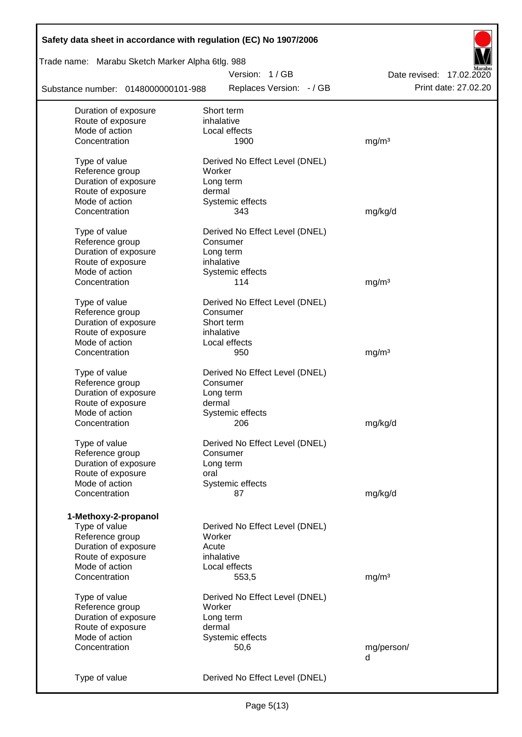| | | |
|---|---|---|
| Duration of exposure | Short term | |
| Route of exposure | inhalative | |
| Mode of action | Local effects | |
| Concentration | 1900 | mg/m³ |

| | | |
|---|---|---|
| Type of value | Derived No Effect Level (DNEL) | |
| Reference group | Worker | |
| Duration of exposure | Long term | |
| Route of exposure | dermal | |
| Mode of action | Systemic effects | |
| Concentration | 343 | mg/kg/d |

| | | |
|---|---|---|
| Type of value | Derived No Effect Level (DNEL) | |
| Reference group | Consumer | |
| Duration of exposure | Long term | |
| Route of exposure | inhalative | |
| Mode of action | Systemic effects | |
| Concentration | 114 | mg/m³ |

| | | |
|---|---|---|
| Type of value | Derived No Effect Level (DNEL) | |
| Reference group | Consumer | |
| Duration of exposure | Short term | |
| Route of exposure | inhalative | |
| Mode of action | Local effects | |
| Concentration | 950 | mg/m³ |

| | | |
|---|---|---|
| Type of value | Derived No Effect Level (DNEL) | |
| Reference group | Consumer | |
| Duration of exposure | Long term | |
| Route of exposure | dermal | |
| Mode of action | Systemic effects | |
| Concentration | 206 | mg/kg/d |

| | | |
|---|---|---|
| Type of value | Derived No Effect Level (DNEL) | |
| Reference group | Consumer | |
| Duration of exposure | Long term | |
| Route of exposure | oral | |
| Mode of action | Systemic effects | |
| Concentration | 87 | mg/kg/d |

**1-Methoxy-2-propanol**

| | | |
|---|---|---|
| Type of value | Derived No Effect Level (DNEL) | |
| Reference group | Worker | |
| Duration of exposure | Acute | |
| Route of exposure | inhalative | |
| Mode of action | Local effects | |
| Concentration | 553,5 | mg/m³ |

| | | |
|---|---|---|
| Type of value | Derived No Effect Level (DNEL) | |
| Reference group | Worker | |
| Duration of exposure | Long term | |
| Route of exposure | dermal | |
| Mode of action | Systemic effects | |
| Concentration | 50,6 | mg/person/d |

| | |
|---|---|
| Type of value | Derived No Effect Level (DNEL) |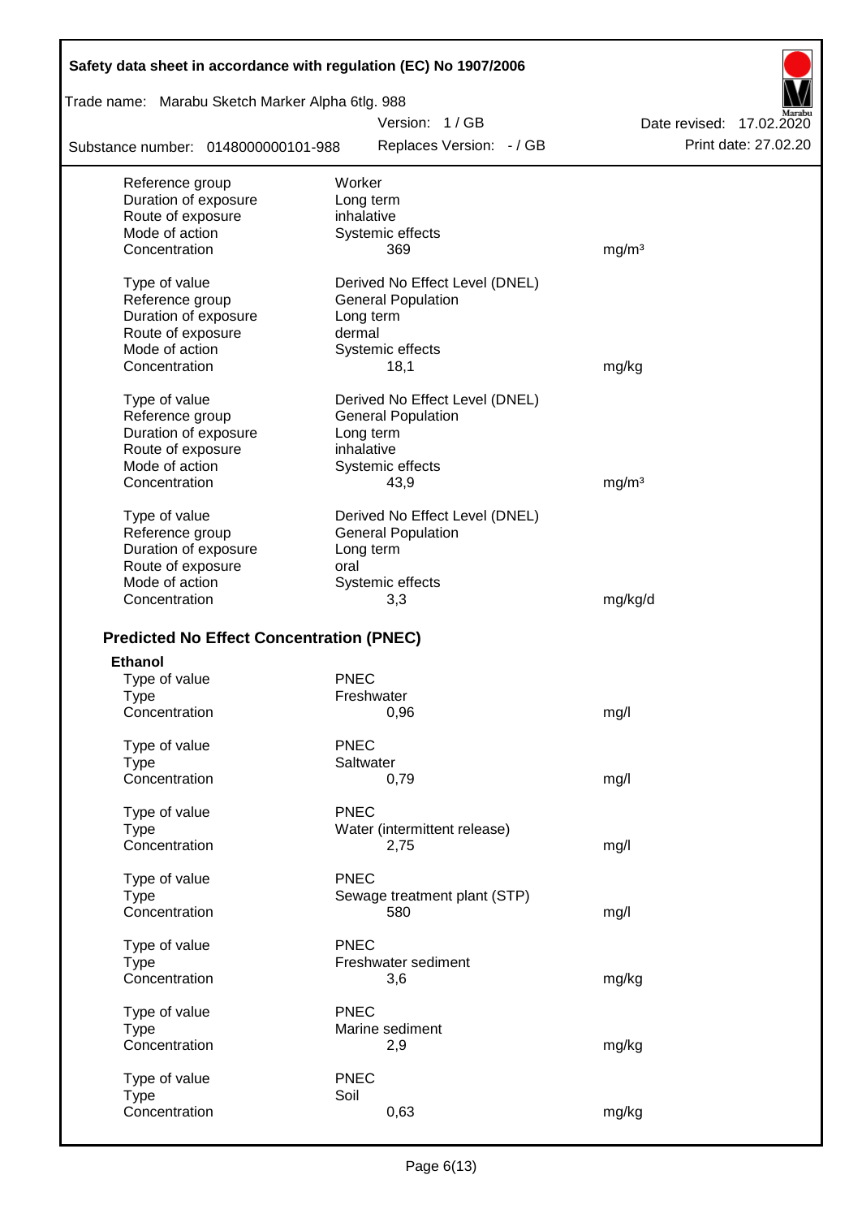| | | |
|---|---|---|
| Reference group | Worker | |
| Duration of exposure | Long term | |
| Route of exposure | inhalative | |
| Mode of action | Systemic effects | |
| Concentration | 369 | mg/m³ |
| | | |
| Type of value | Derived No Effect Level (DNEL) | |
| Reference group | General Population | |
| Duration of exposure | Long term | |
| Route of exposure | dermal | |
| Mode of action | Systemic effects | |
| Concentration | 18,1 | mg/kg |
| | | |
| Type of value | Derived No Effect Level (DNEL) | |
| Reference group | General Population | |
| Duration of exposure | Long term | |
| Route of exposure | inhalative | |
| Mode of action | Systemic effects | |
| Concentration | 43,9 | mg/m³ |
| | | |
| Type of value | Derived No Effect Level (DNEL) | |
| Reference group | General Population | |
| Duration of exposure | Long term | |
| Route of exposure | oral | |
| Mode of action | Systemic effects | |
| Concentration | 3,3 | mg/kg/d |

## Predicted No Effect Concentration (PNEC)

**Ethanol**

| | | |
|---|---|---|
| Type of value | PNEC | |
| Type | Freshwater | |
| Concentration | 0,96 | mg/l |
| | | |
| Type of value | PNEC | |
| Type | Saltwater | |
| Concentration | 0,79 | mg/l |
| | | |
| Type of value | PNEC | |
| Type | Water (intermittent release) | |
| Concentration | 2,75 | mg/l |
| | | |
| Type of value | PNEC | |
| Type | Sewage treatment plant (STP) | |
| Concentration | 580 | mg/l |
| | | |
| Type of value | PNEC | |
| Type | Freshwater sediment | |
| Concentration | 3,6 | mg/kg |
| | | |
| Type of value | PNEC | |
| Type | Marine sediment | |
| Concentration | 2,9 | mg/kg |
| | | |
| Type of value | PNEC | |
| Type | Soil | |
| Concentration | 0,63 | mg/kg |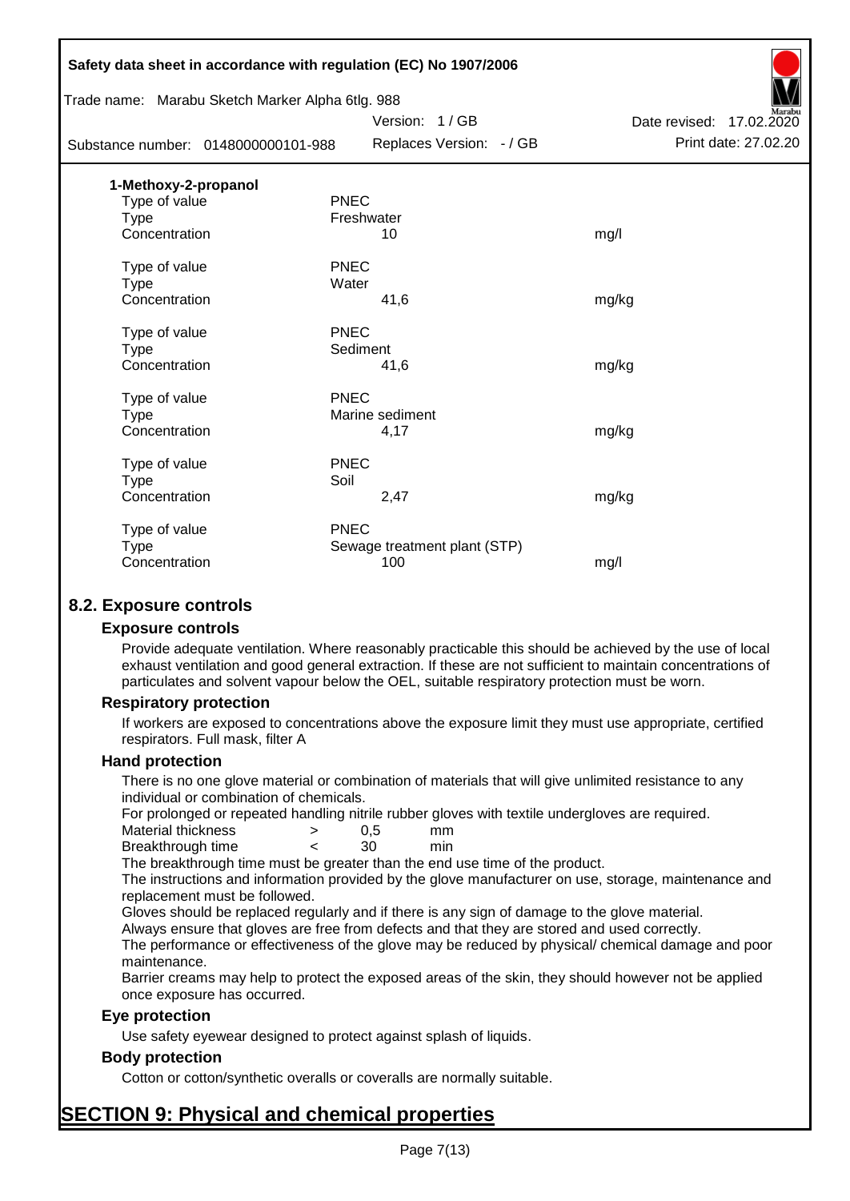**1-Methoxy-2-propanol**

| | | |
|---|---|---|
| Type of value | PNEC | |
| Type | Freshwater | |
| Concentration | 10 | mg/l |
| | | |
| Type of value | PNEC | |
| Type | Water | |
| Concentration | 41,6 | mg/kg |
| | | |
| Type of value | PNEC | |
| Type | Sediment | |
| Concentration | 41,6 | mg/kg |
| | | |
| Type of value | PNEC | |
| Type | Marine sediment | |
| Concentration | 4,17 | mg/kg |
| | | |
| Type of value | PNEC | |
| Type | Soil | |
| Concentration | 2,47 | mg/kg |
| | | |
| Type of value | PNEC | |
| Type | Sewage treatment plant (STP) | |
| Concentration | 100 | mg/l |

## 8.2. Exposure controls

### Exposure controls

Provide adequate ventilation. Where reasonably practicable this should be achieved by the use of local exhaust ventilation and good general extraction. If these are not sufficient to maintain concentrations of particulates and solvent vapour below the OEL, suitable respiratory protection must be worn.

### Respiratory protection

If workers are exposed to concentrations above the exposure limit they must use appropriate, certified respirators. Full mask, filter A

### Hand protection

There is no one glove material or combination of materials that will give unlimited resistance to any individual or combination of chemicals.

For prolonged or repeated handling nitrile rubber gloves with textile undergloves are required.

| | | | |
|---|---|---|---|
| Material thickness | > | 0,5 | mm |
| Breakthrough time | < | 30 | min |

The breakthrough time must be greater than the end use time of the product.

The instructions and information provided by the glove manufacturer on use, storage, maintenance and replacement must be followed.

Gloves should be replaced regularly and if there is any sign of damage to the glove material.

Always ensure that gloves are free from defects and that they are stored and used correctly.

The performance or effectiveness of the glove may be reduced by physical/ chemical damage and poor maintenance.

Barrier creams may help to protect the exposed areas of the skin, they should however not be applied once exposure has occurred.

### Eye protection

Use safety eyewear designed to protect against splash of liquids.

### Body protection

Cotton or cotton/synthetic overalls or coveralls are normally suitable.

# SECTION 9: Physical and chemical properties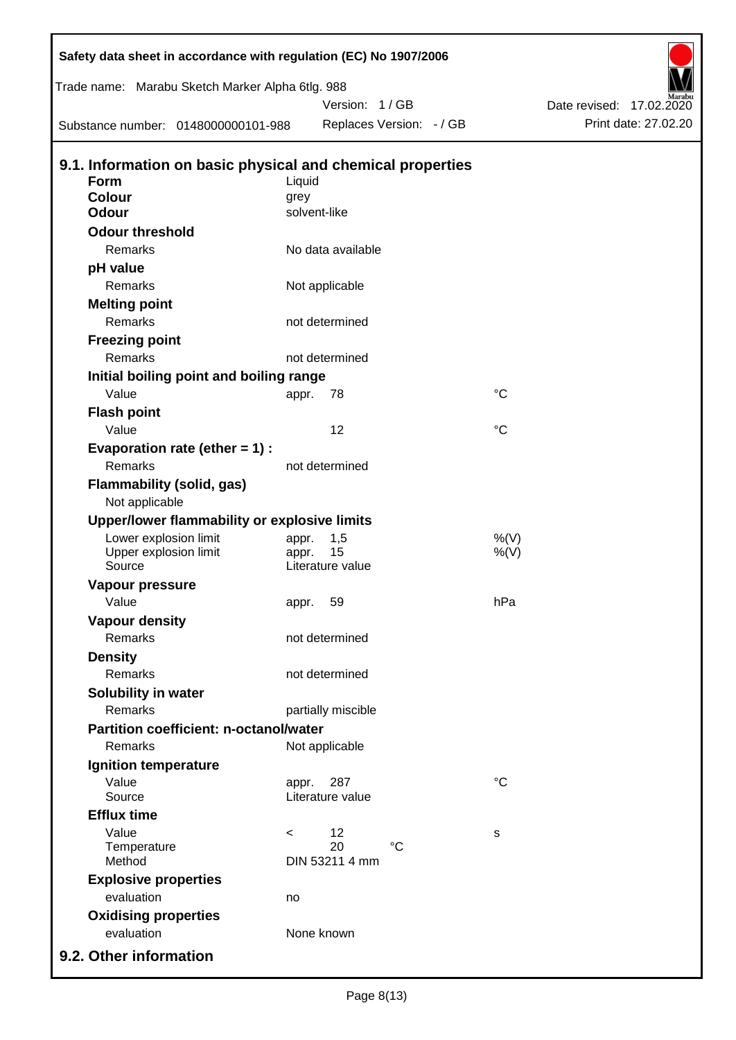## 9.1. Information on basic physical and chemical properties

| Property | | | |
|---|---|---|---|
| **Form** | Liquid | | |
| **Colour** | grey | | |
| **Odour** | solvent-like | | |
| **Odour threshold** | | | |
| Remarks | No data available | | |
| **pH value** | | | |
| Remarks | Not applicable | | |
| **Melting point** | | | |
| Remarks | not determined | | |
| **Freezing point** | | | |
| Remarks | not determined | | |
| **Initial boiling point and boiling range** | | | |
| Value | appr. | 78 | °C |
| **Flash point** | | | |
| Value | | 12 | °C |
| **Evaporation rate (ether = 1) :** | | | |
| Remarks | not determined | | |
| **Flammability (solid, gas)** | | | |
| Not applicable | | | |
| **Upper/lower flammability or explosive limits** | | | |
| Lower explosion limit | appr. | 1,5 | %(V) |
| Upper explosion limit | appr. | 15 | %(V) |
| Source | Literature value | | |
| **Vapour pressure** | | | |
| Value | appr. | 59 | hPa |
| **Vapour density** | | | |
| Remarks | not determined | | |
| **Density** | | | |
| Remarks | not determined | | |
| **Solubility in water** | | | |
| Remarks | partially miscible | | |
| **Partition coefficient: n-octanol/water** | | | |
| Remarks | Not applicable | | |
| **Ignition temperature** | | | |
| Value | appr. | 287 | °C |
| Source | Literature value | | |
| **Efflux time** | | | |
| Value | < | 12 | s |
| Temperature | | 20 °C | |
| Method | DIN 53211 4 mm | | |
| **Explosive properties** | | | |
| evaluation | no | | |
| **Oxidising properties** | | | |
| evaluation | None known | | |

## 9.2. Other information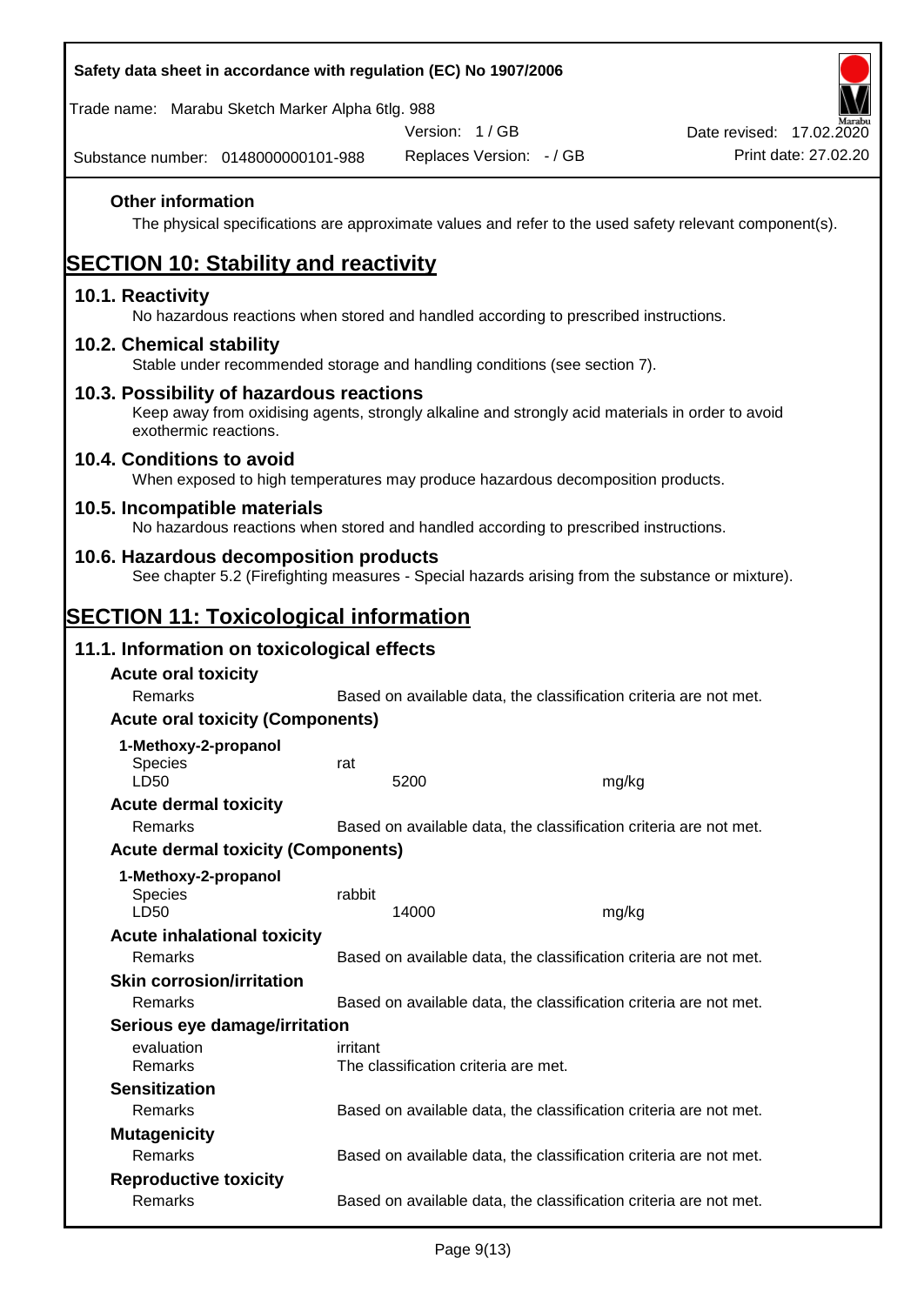**Other information**

The physical specifications are approximate values and refer to the used safety relevant component(s).

# SECTION 10: Stability and reactivity

## 10.1. Reactivity

No hazardous reactions when stored and handled according to prescribed instructions.

## 10.2. Chemical stability

Stable under recommended storage and handling conditions (see section 7).

## 10.3. Possibility of hazardous reactions

Keep away from oxidising agents, strongly alkaline and strongly acid materials in order to avoid exothermic reactions.

## 10.4. Conditions to avoid

When exposed to high temperatures may produce hazardous decomposition products.

## 10.5. Incompatible materials

No hazardous reactions when stored and handled according to prescribed instructions.

## 10.6. Hazardous decomposition products

See chapter 5.2 (Firefighting measures - Special hazards arising from the substance or mixture).

# SECTION 11: Toxicological information

## 11.1. Information on toxicological effects

**Acute oral toxicity**

| | |
|---|---|
| Remarks | Based on available data, the classification criteria are not met. |

**Acute oral toxicity (Components)**

**1-Methoxy-2-propanol**

| | | |
|---|---|---|
| Species | rat | |
| LD50 | 5200 | mg/kg |

**Acute dermal toxicity**

| | |
|---|---|
| Remarks | Based on available data, the classification criteria are not met. |

**Acute dermal toxicity (Components)**

**1-Methoxy-2-propanol**

| | | |
|---|---|---|
| Species | rabbit | |
| LD50 | 14000 | mg/kg |

**Acute inhalational toxicity**

| | |
|---|---|
| Remarks | Based on available data, the classification criteria are not met. |

**Skin corrosion/irritation**

| | |
|---|---|
| Remarks | Based on available data, the classification criteria are not met. |

**Serious eye damage/irritation**

| | |
|---|---|
| evaluation | irritant |
| Remarks | The classification criteria are met. |

**Sensitization**

| | |
|---|---|
| Remarks | Based on available data, the classification criteria are not met. |

**Mutagenicity**

| | |
|---|---|
| Remarks | Based on available data, the classification criteria are not met. |

**Reproductive toxicity**

| | |
|---|---|
| Remarks | Based on available data, the classification criteria are not met. |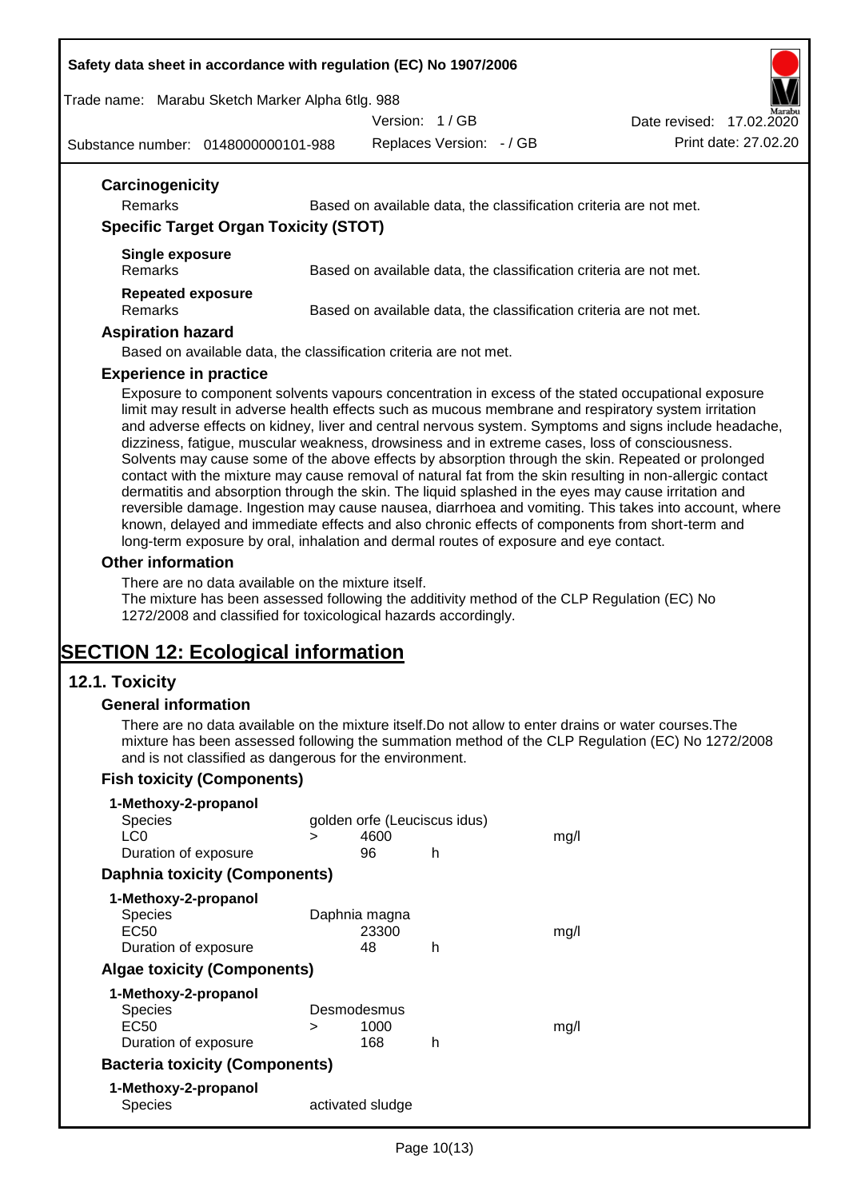### Carcinogenicity

| | |
|---|---|
| Remarks | Based on available data, the classification criteria are not met. |

### Specific Target Organ Toxicity (STOT)

**Single exposure**

| | |
|---|---|
| Remarks | Based on available data, the classification criteria are not met. |

**Repeated exposure**

| | |
|---|---|
| Remarks | Based on available data, the classification criteria are not met. |

### Aspiration hazard

Based on available data, the classification criteria are not met.

### Experience in practice

Exposure to component solvents vapours concentration in excess of the stated occupational exposure limit may result in adverse health effects such as mucous membrane and respiratory system irritation and adverse effects on kidney, liver and central nervous system. Symptoms and signs include headache, dizziness, fatigue, muscular weakness, drowsiness and in extreme cases, loss of consciousness. Solvents may cause some of the above effects by absorption through the skin. Repeated or prolonged contact with the mixture may cause removal of natural fat from the skin resulting in non-allergic contact dermatitis and absorption through the skin. The liquid splashed in the eyes may cause irritation and reversible damage. Ingestion may cause nausea, diarrhoea and vomiting. This takes into account, where known, delayed and immediate effects and also chronic effects of components from short-term and long-term exposure by oral, inhalation and dermal routes of exposure and eye contact.

### Other information

There are no data available on the mixture itself.
The mixture has been assessed following the additivity method of the CLP Regulation (EC) No 1272/2008 and classified for toxicological hazards accordingly.

# SECTION 12: Ecological information

## 12.1. Toxicity

### General information

There are no data available on the mixture itself.Do not allow to enter drains or water courses.The mixture has been assessed following the summation method of the CLP Regulation (EC) No 1272/2008 and is not classified as dangerous for the environment.

### Fish toxicity (Components)

**1-Methoxy-2-propanol**

| | | | | |
|---|---|---|---|---|
| Species | golden orfe (Leuciscus idus) | | | |
| LC0 | > | 4600 | | mg/l |
| Duration of exposure | | 96 | h | |

### Daphnia toxicity (Components)

**1-Methoxy-2-propanol**

| | | | | |
|---|---|---|---|---|
| Species | Daphnia magna | | | |
| EC50 | | 23300 | | mg/l |
| Duration of exposure | | 48 | h | |

### Algae toxicity (Components)

**1-Methoxy-2-propanol**

| | | | | |
|---|---|---|---|---|
| Species | Desmodesmus | | | |
| EC50 | > | 1000 | | mg/l |
| Duration of exposure | | 168 | h | |

### Bacteria toxicity (Components)

**1-Methoxy-2-propanol**

| | |
|---|---|
| Species | activated sludge |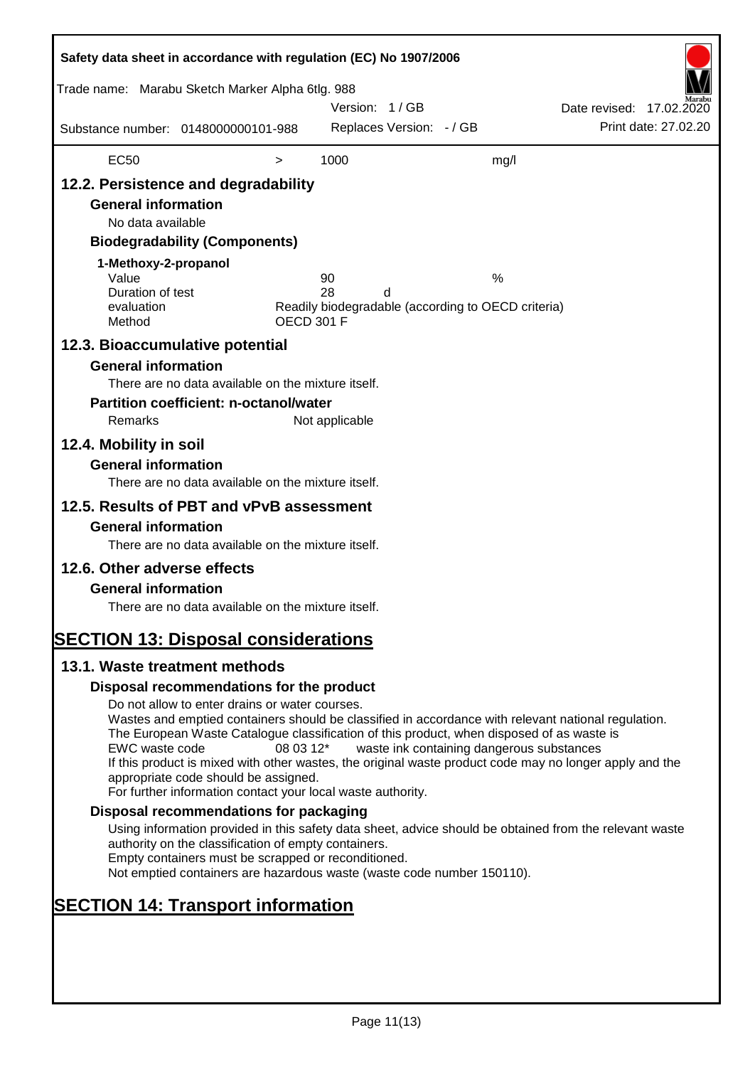| EC50 | > | 1000 | mg/l |
|---|---|---|---|

## 12.2. Persistence and degradability

### General information

No data available

### Biodegradability (Components)

**1-Methoxy-2-propanol**

| | | |
|---|---|---|
| Value | 90 | % |
| Duration of test | 28 | d |
| evaluation | Readily biodegradable (according to OECD criteria) | |
| Method | OECD 301 F | |

## 12.3. Bioaccumulative potential

### General information

There are no data available on the mixture itself.

### Partition coefficient: n-octanol/water

| | |
|---|---|
| Remarks | Not applicable |

## 12.4. Mobility in soil

### General information

There are no data available on the mixture itself.

## 12.5. Results of PBT and vPvB assessment

### General information

There are no data available on the mixture itself.

## 12.6. Other adverse effects

### General information

There are no data available on the mixture itself.

# SECTION 13: Disposal considerations

## 13.1. Waste treatment methods

### Disposal recommendations for the product

Do not allow to enter drains or water courses.
Wastes and emptied containers should be classified in accordance with relevant national regulation.
The European Waste Catalogue classification of this product, when disposed of as waste is

| | | |
|---|---|---|
| EWC waste code | 08 03 12* | waste ink containing dangerous substances |

If this product is mixed with other wastes, the original waste product code may no longer apply and the appropriate code should be assigned.
For further information contact your local waste authority.

### Disposal recommendations for packaging

Using information provided in this safety data sheet, advice should be obtained from the relevant waste authority on the classification of empty containers.
Empty containers must be scrapped or reconditioned.
Not emptied containers are hazardous waste (waste code number 150110).

# SECTION 14: Transport information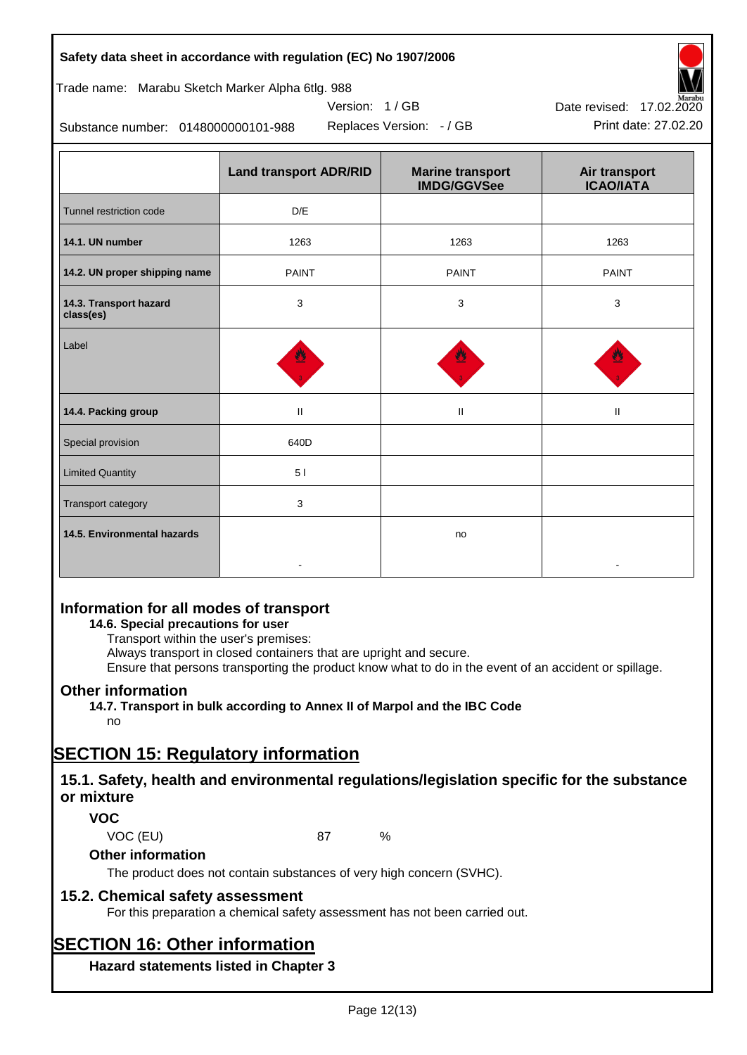| | Land transport ADR/RID | Marine transport IMDG/GGVSee | Air transport ICAO/IATA |
|---|---|---|---|
| Tunnel restriction code | D/E | | |
| **14.1. UN number** | 1263 | 1263 | 1263 |
| **14.2. UN proper shipping name** | PAINT | PAINT | PAINT |
| **14.3. Transport hazard class(es)** | 3 | 3 | 3 |
| Label | | | |
| **14.4. Packing group** | II | II | II |
| Special provision | 640D | | |
| Limited Quantity | 5 l | | |
| Transport category | 3 | | |
| **14.5. Environmental hazards** | - | no | - |

## Information for all modes of transport

**14.6. Special precautions for user**

Transport within the user's premises:
Always transport in closed containers that are upright and secure.
Ensure that persons transporting the product know what to do in the event of an accident or spillage.

## Other information

**14.7. Transport in bulk according to Annex II of Marpol and the IBC Code**

no

# SECTION 15: Regulatory information

## 15.1. Safety, health and environmental regulations/legislation specific for the substance or mixture

### VOC

VOC (EU) 87 %

### Other information

The product does not contain substances of very high concern (SVHC).

## 15.2. Chemical safety assessment

For this preparation a chemical safety assessment has not been carried out.

# SECTION 16: Other information

### Hazard statements listed in Chapter 3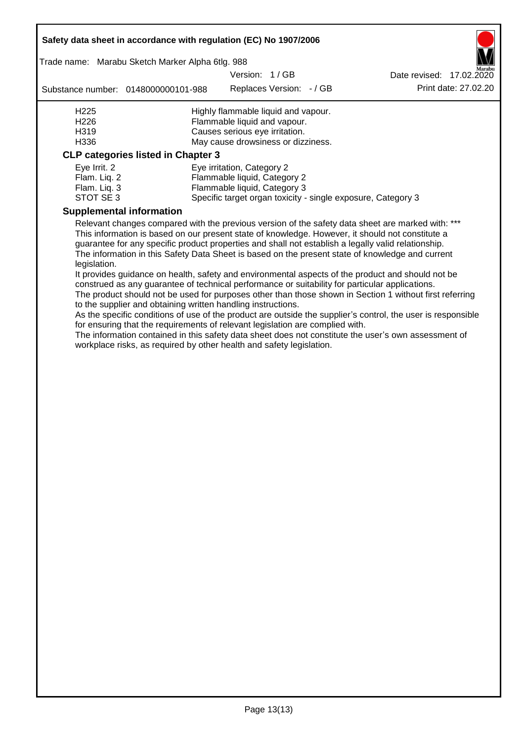| | |
|---|---|
| H225 | Highly flammable liquid and vapour. |
| H226 | Flammable liquid and vapour. |
| H319 | Causes serious eye irritation. |
| H336 | May cause drowsiness or dizziness. |

### CLP categories listed in Chapter 3

| | |
|---|---|
| Eye Irrit. 2 | Eye irritation, Category 2 |
| Flam. Liq. 2 | Flammable liquid, Category 2 |
| Flam. Liq. 3 | Flammable liquid, Category 3 |
| STOT SE 3 | Specific target organ toxicity - single exposure, Category 3 |

### Supplemental information

Relevant changes compared with the previous version of the safety data sheet are marked with: ***
This information is based on our present state of knowledge. However, it should not constitute a guarantee for any specific product properties and shall not establish a legally valid relationship.
The information in this Safety Data Sheet is based on the present state of knowledge and current legislation.
It provides guidance on health, safety and environmental aspects of the product and should not be construed as any guarantee of technical performance or suitability for particular applications.
The product should not be used for purposes other than those shown in Section 1 without first referring to the supplier and obtaining written handling instructions.
As the specific conditions of use of the product are outside the supplier's control, the user is responsible for ensuring that the requirements of relevant legislation are complied with.
The information contained in this safety data sheet does not constitute the user's own assessment of workplace risks, as required by other health and safety legislation.